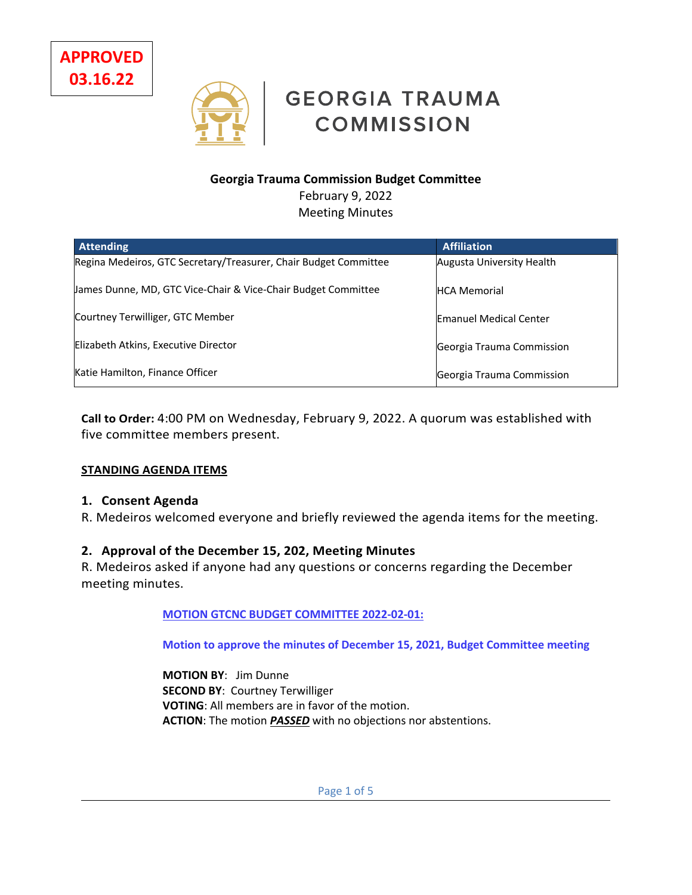**APPROVED 03.16.22**

GEORGIA TRAUMA COMMISSION

**Georgia Trauma Commission Budget Committee**
February 9, 2022
Meeting Minutes

| Attending | Affiliation |
|---|---|
| Regina Medeiros, GTC Secretary/Treasurer, Chair Budget Committee | Augusta University Health |
| James Dunne, MD, GTC Vice-Chair & Vice-Chair Budget Committee | HCA Memorial |
| Courtney Terwilliger, GTC Member | Emanuel Medical Center |
| Elizabeth Atkins, Executive Director | Georgia Trauma Commission |
| Katie Hamilton, Finance Officer | Georgia Trauma Commission |

**Call to Order:** 4:00 PM on Wednesday, February 9, 2022. A quorum was established with five committee members present.

**STANDING AGENDA ITEMS**

### 1. Consent Agenda

R. Medeiros welcomed everyone and briefly reviewed the agenda items for the meeting.

### 2. Approval of the December 15, 202, Meeting Minutes

R. Medeiros asked if anyone had any questions or concerns regarding the December meeting minutes.

> **MOTION GTCNC BUDGET COMMITTEE 2022-02-01:**
>
> **Motion to approve the minutes of December 15, 2021, Budget Committee meeting**
>
> **MOTION BY**: Jim Dunne
> **SECOND BY**: Courtney Terwilliger
> **VOTING**: All members are in favor of the motion.
> **ACTION**: The motion ***PASSED*** with no objections nor abstentions.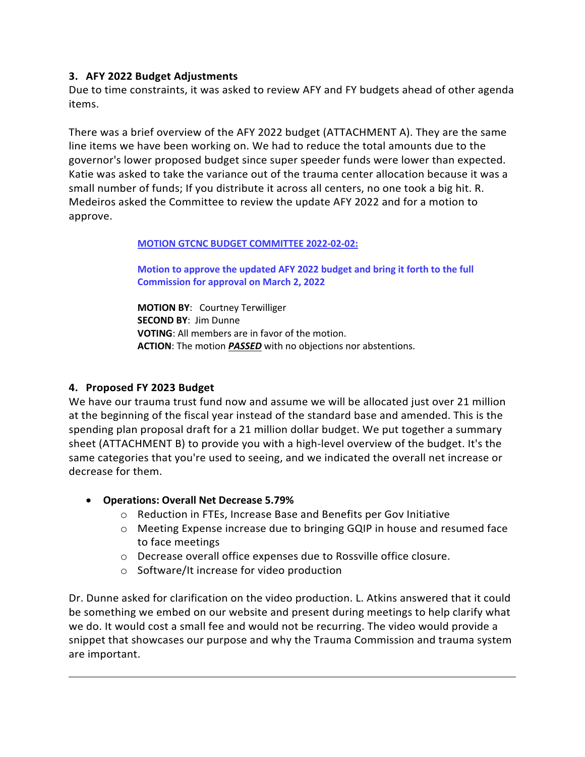### 3. AFY 2022 Budget Adjustments

Due to time constraints, it was asked to review AFY and FY budgets ahead of other agenda items.

There was a brief overview of the AFY 2022 budget (ATTACHMENT A). They are the same line items we have been working on. We had to reduce the total amounts due to the governor's lower proposed budget since super speeder funds were lower than expected. Katie was asked to take the variance out of the trauma center allocation because it was a small number of funds; If you distribute it across all centers, no one took a big hit. R. Medeiros asked the Committee to review the update AFY 2022 and for a motion to approve.

> **MOTION GTCNC BUDGET COMMITTEE 2022-02-02:**
>
> **Motion to approve the updated AFY 2022 budget and bring it forth to the full Commission for approval on March 2, 2022**
>
> **MOTION BY**: Courtney Terwilliger
> **SECOND BY**: Jim Dunne
> **VOTING**: All members are in favor of the motion.
> **ACTION**: The motion ***PASSED*** with no objections nor abstentions.

### 4. Proposed FY 2023 Budget

We have our trauma trust fund now and assume we will be allocated just over 21 million at the beginning of the fiscal year instead of the standard base and amended. This is the spending plan proposal draft for a 21 million dollar budget. We put together a summary sheet (ATTACHMENT B) to provide you with a high-level overview of the budget. It's the same categories that you're used to seeing, and we indicated the overall net increase or decrease for them.

- **Operations: Overall Net Decrease 5.79%**
  - Reduction in FTEs, Increase Base and Benefits per Gov Initiative
  - Meeting Expense increase due to bringing GQIP in house and resumed face to face meetings
  - Decrease overall office expenses due to Rossville office closure.
  - Software/It increase for video production

Dr. Dunne asked for clarification on the video production. L. Atkins answered that it could be something we embed on our website and present during meetings to help clarify what we do. It would cost a small fee and would not be recurring. The video would provide a snippet that showcases our purpose and why the Trauma Commission and trauma system are important.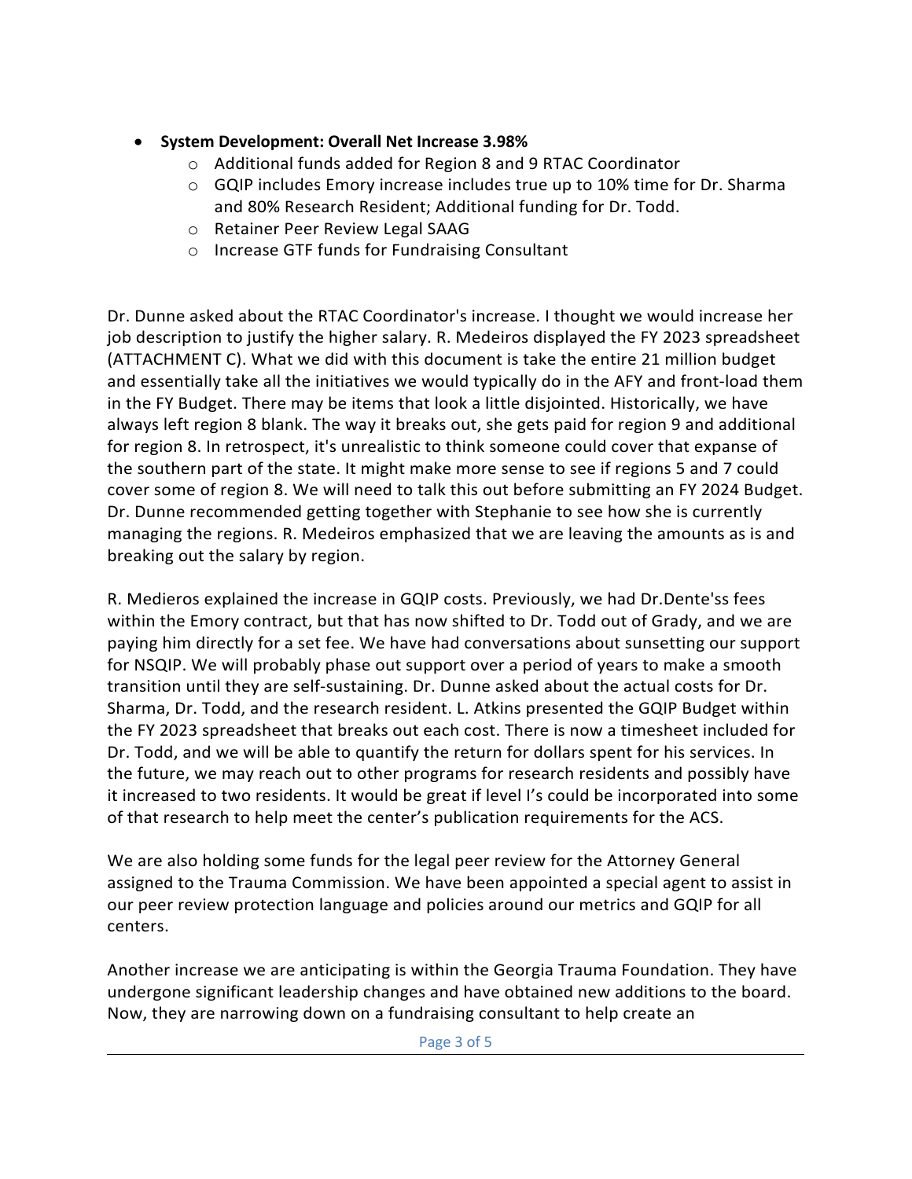- **System Development: Overall Net Increase 3.98%**
  - Additional funds added for Region 8 and 9 RTAC Coordinator
  - GQIP includes Emory increase includes true up to 10% time for Dr. Sharma and 80% Research Resident; Additional funding for Dr. Todd.
  - Retainer Peer Review Legal SAAG
  - Increase GTF funds for Fundraising Consultant

Dr. Dunne asked about the RTAC Coordinator's increase. I thought we would increase her job description to justify the higher salary. R. Medeiros displayed the FY 2023 spreadsheet (ATTACHMENT C). What we did with this document is take the entire 21 million budget and essentially take all the initiatives we would typically do in the AFY and front-load them in the FY Budget. There may be items that look a little disjointed. Historically, we have always left region 8 blank. The way it breaks out, she gets paid for region 9 and additional for region 8. In retrospect, it's unrealistic to think someone could cover that expanse of the southern part of the state. It might make more sense to see if regions 5 and 7 could cover some of region 8. We will need to talk this out before submitting an FY 2024 Budget. Dr. Dunne recommended getting together with Stephanie to see how she is currently managing the regions. R. Medeiros emphasized that we are leaving the amounts as is and breaking out the salary by region.

R. Medieros explained the increase in GQIP costs. Previously, we had Dr.Dente'ss fees within the Emory contract, but that has now shifted to Dr. Todd out of Grady, and we are paying him directly for a set fee. We have had conversations about sunsetting our support for NSQIP. We will probably phase out support over a period of years to make a smooth transition until they are self-sustaining. Dr. Dunne asked about the actual costs for Dr. Sharma, Dr. Todd, and the research resident. L. Atkins presented the GQIP Budget within the FY 2023 spreadsheet that breaks out each cost. There is now a timesheet included for Dr. Todd, and we will be able to quantify the return for dollars spent for his services. In the future, we may reach out to other programs for research residents and possibly have it increased to two residents. It would be great if level I's could be incorporated into some of that research to help meet the center's publication requirements for the ACS.

We are also holding some funds for the legal peer review for the Attorney General assigned to the Trauma Commission. We have been appointed a special agent to assist in our peer review protection language and policies around our metrics and GQIP for all centers.

Another increase we are anticipating is within the Georgia Trauma Foundation. They have undergone significant leadership changes and have obtained new additions to the board. Now, they are narrowing down on a fundraising consultant to help create an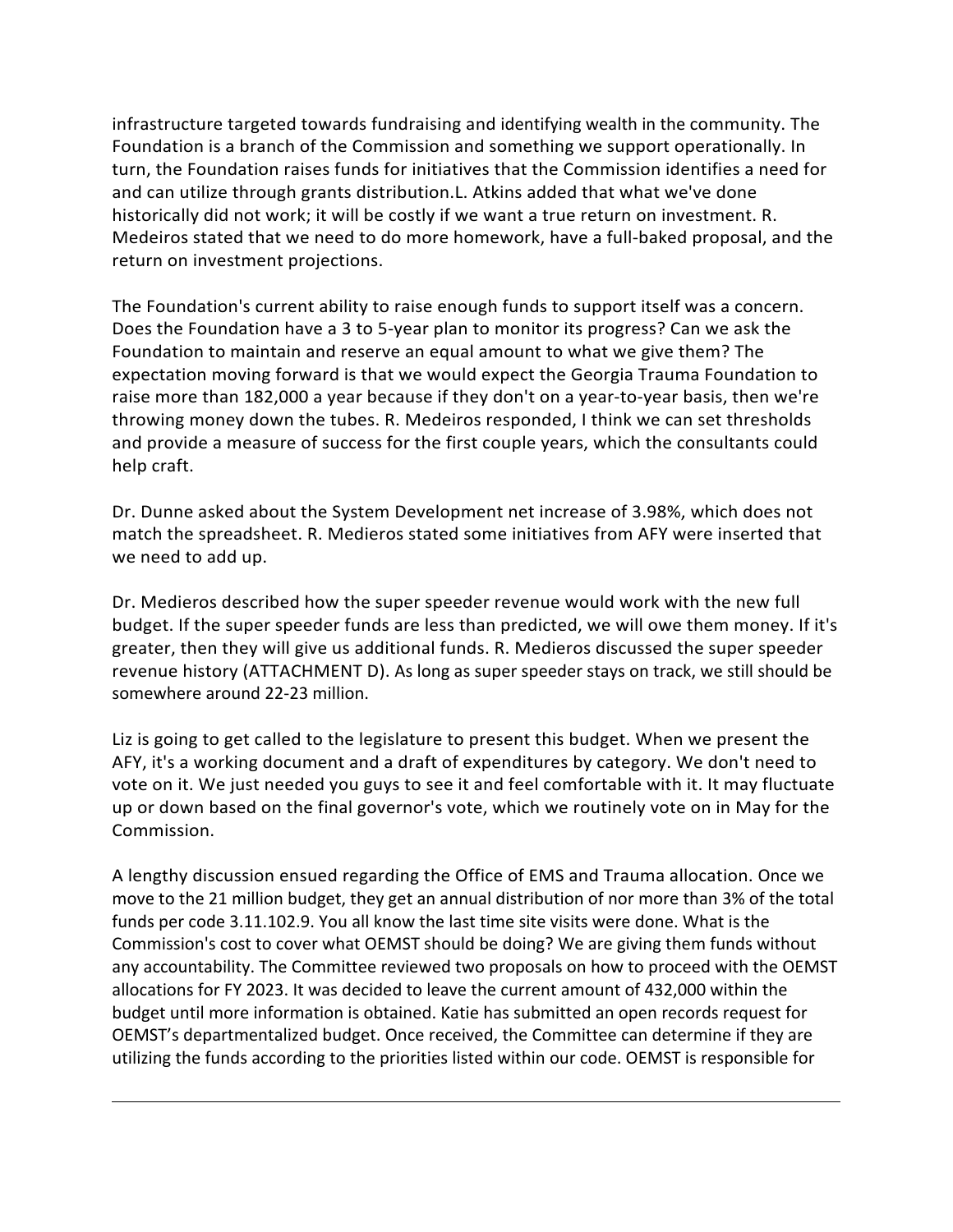infrastructure targeted towards fundraising and identifying wealth in the community. The Foundation is a branch of the Commission and something we support operationally. In turn, the Foundation raises funds for initiatives that the Commission identifies a need for and can utilize through grants distribution.L. Atkins added that what we've done historically did not work; it will be costly if we want a true return on investment. R. Medeiros stated that we need to do more homework, have a full-baked proposal, and the return on investment projections.

The Foundation's current ability to raise enough funds to support itself was a concern. Does the Foundation have a 3 to 5-year plan to monitor its progress? Can we ask the Foundation to maintain and reserve an equal amount to what we give them? The expectation moving forward is that we would expect the Georgia Trauma Foundation to raise more than 182,000 a year because if they don't on a year-to-year basis, then we're throwing money down the tubes. R. Medeiros responded, I think we can set thresholds and provide a measure of success for the first couple years, which the consultants could help craft.

Dr. Dunne asked about the System Development net increase of 3.98%, which does not match the spreadsheet. R. Medieros stated some initiatives from AFY were inserted that we need to add up.

Dr. Medieros described how the super speeder revenue would work with the new full budget. If the super speeder funds are less than predicted, we will owe them money. If it's greater, then they will give us additional funds. R. Medieros discussed the super speeder revenue history (ATTACHMENT D). As long as super speeder stays on track, we still should be somewhere around 22-23 million.

Liz is going to get called to the legislature to present this budget. When we present the AFY, it's a working document and a draft of expenditures by category. We don't need to vote on it. We just needed you guys to see it and feel comfortable with it. It may fluctuate up or down based on the final governor's vote, which we routinely vote on in May for the Commission.

A lengthy discussion ensued regarding the Office of EMS and Trauma allocation. Once we move to the 21 million budget, they get an annual distribution of nor more than 3% of the total funds per code 3.11.102.9. You all know the last time site visits were done. What is the Commission's cost to cover what OEMST should be doing? We are giving them funds without any accountability. The Committee reviewed two proposals on how to proceed with the OEMST allocations for FY 2023. It was decided to leave the current amount of 432,000 within the budget until more information is obtained. Katie has submitted an open records request for OEMST's departmentalized budget. Once received, the Committee can determine if they are utilizing the funds according to the priorities listed within our code. OEMST is responsible for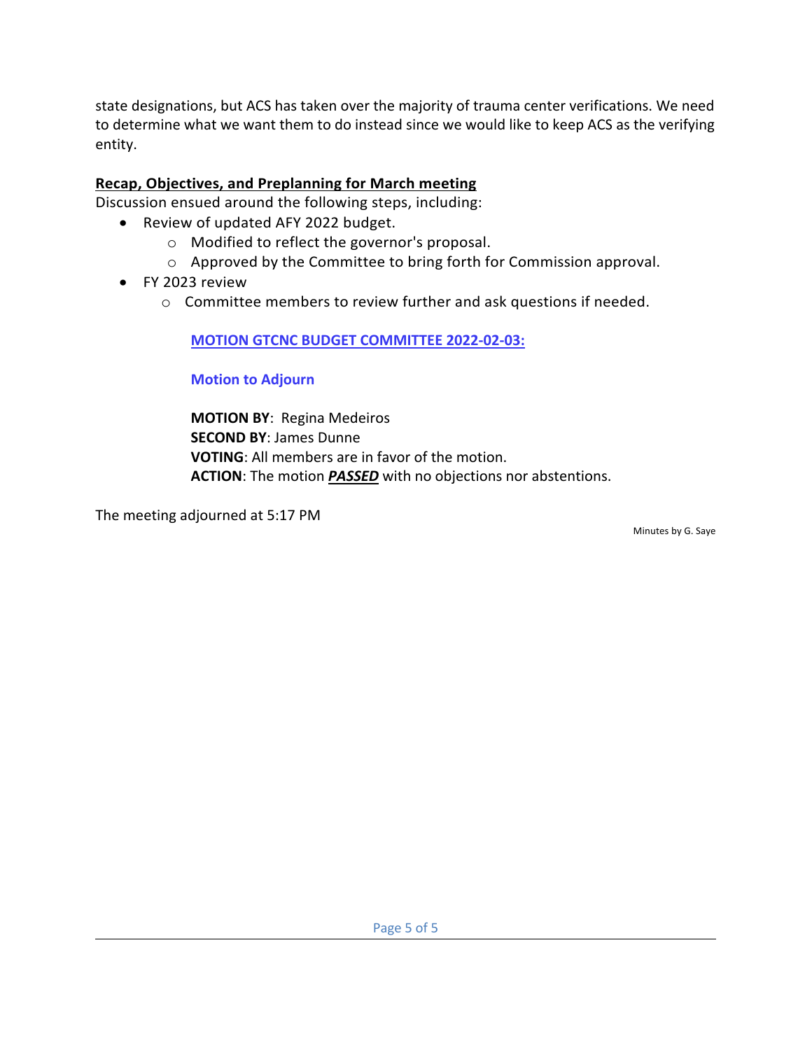state designations, but ACS has taken over the majority of trauma center verifications. We need to determine what we want them to do instead since we would like to keep ACS as the verifying entity.

**Recap, Objectives, and Preplanning for March meeting**

Discussion ensued around the following steps, including:

- Review of updated AFY 2022 budget.
  - Modified to reflect the governor's proposal.
  - Approved by the Committee to bring forth for Commission approval.
- FY 2023 review
  - Committee members to review further and ask questions if needed.

**MOTION GTCNC BUDGET COMMITTEE 2022-02-03:**

**Motion to Adjourn**

**MOTION BY**: Regina Medeiros
**SECOND BY**: James Dunne
**VOTING**: All members are in favor of the motion.
**ACTION**: The motion ***PASSED*** with no objections nor abstentions.

The meeting adjourned at 5:17 PM

Minutes by G. Saye